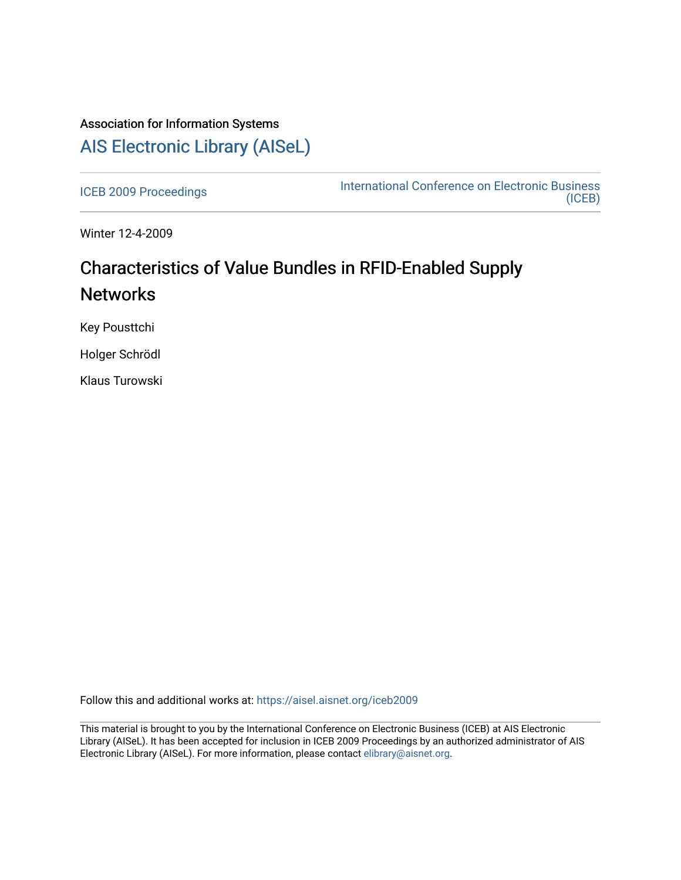Association for Information Systems

# AIS Electronic Library (AISeL)

ICEB 2009 Proceedings

International Conference on Electronic Business (ICEB)

Winter 12-4-2009

## Characteristics of Value Bundles in RFID-Enabled Supply Networks

Key Pousttchi

Holger Schrödl

Klaus Turowski

Follow this and additional works at: https://aisel.aisnet.org/iceb2009

This material is brought to you by the International Conference on Electronic Business (ICEB) at AIS Electronic Library (AISeL). It has been accepted for inclusion in ICEB 2009 Proceedings by an authorized administrator of AIS Electronic Library (AISeL). For more information, please contact elibrary@aisnet.org.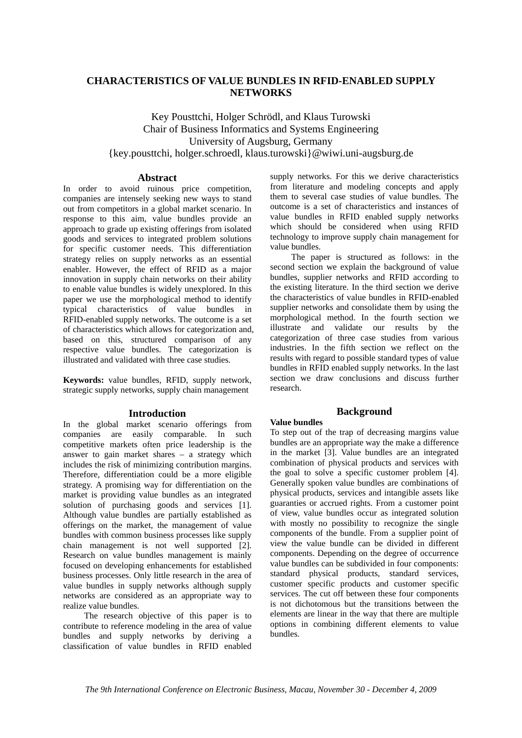# CHARACTERISTICS OF VALUE BUNDLES IN RFID-ENABLED SUPPLY NETWORKS

Key Pousttchi, Holger Schrödl, and Klaus Turowski
Chair of Business Informatics and Systems Engineering
University of Augsburg, Germany
{key.pousttchi, holger.schroedl, klaus.turowski}@wiwi.uni-augsburg.de

## Abstract

In order to avoid ruinous price competition, companies are intensely seeking new ways to stand out from competitors in a global market scenario. In response to this aim, value bundles provide an approach to grade up existing offerings from isolated goods and services to integrated problem solutions for specific customer needs. This differentiation strategy relies on supply networks as an essential enabler. However, the effect of RFID as a major innovation in supply chain networks on their ability to enable value bundles is widely unexplored. In this paper we use the morphological method to identify typical characteristics of value bundles in RFID-enabled supply networks. The outcome is a set of characteristics which allows for categorization and, based on this, structured comparison of any respective value bundles. The categorization is illustrated and validated with three case studies.

**Keywords:** value bundles, RFID, supply network, strategic supply networks, supply chain management

## Introduction

In the global market scenario offerings from companies are easily comparable. In such competitive markets often price leadership is the answer to gain market shares – a strategy which includes the risk of minimizing contribution margins. Therefore, differentiation could be a more eligible strategy. A promising way for differentiation on the market is providing value bundles as an integrated solution of purchasing goods and services [1]. Although value bundles are partially established as offerings on the market, the management of value bundles with common business processes like supply chain management is not well supported [2]. Research on value bundles management is mainly focused on developing enhancements for established business processes. Only little research in the area of value bundles in supply networks although supply networks are considered as an appropriate way to realize value bundles.

The research objective of this paper is to contribute to reference modeling in the area of value bundles and supply networks by deriving a classification of value bundles in RFID enabled supply networks. For this we derive characteristics from literature and modeling concepts and apply them to several case studies of value bundles. The outcome is a set of characteristics and instances of value bundles in RFID enabled supply networks which should be considered when using RFID technology to improve supply chain management for value bundles.

The paper is structured as follows: in the second section we explain the background of value bundles, supplier networks and RFID according to the existing literature. In the third section we derive the characteristics of value bundles in RFID-enabled supplier networks and consolidate them by using the morphological method. In the fourth section we illustrate and validate our results by the categorization of three case studies from various industries. In the fifth section we reflect on the results with regard to possible standard types of value bundles in RFID enabled supply networks. In the last section we draw conclusions and discuss further research.

## Background

### Value bundles

To step out of the trap of decreasing margins value bundles are an appropriate way the make a difference in the market [3]. Value bundles are an integrated combination of physical products and services with the goal to solve a specific customer problem [4]. Generally spoken value bundles are combinations of physical products, services and intangible assets like guaranties or accrued rights. From a customer point of view, value bundles occur as integrated solution with mostly no possibility to recognize the single components of the bundle. From a supplier point of view the value bundle can be divided in different components. Depending on the degree of occurrence value bundles can be subdivided in four components: standard physical products, standard services, customer specific products and customer specific services. The cut off between these four components is not dichotomous but the transitions between the elements are linear in the way that there are multiple options in combining different elements to value bundles.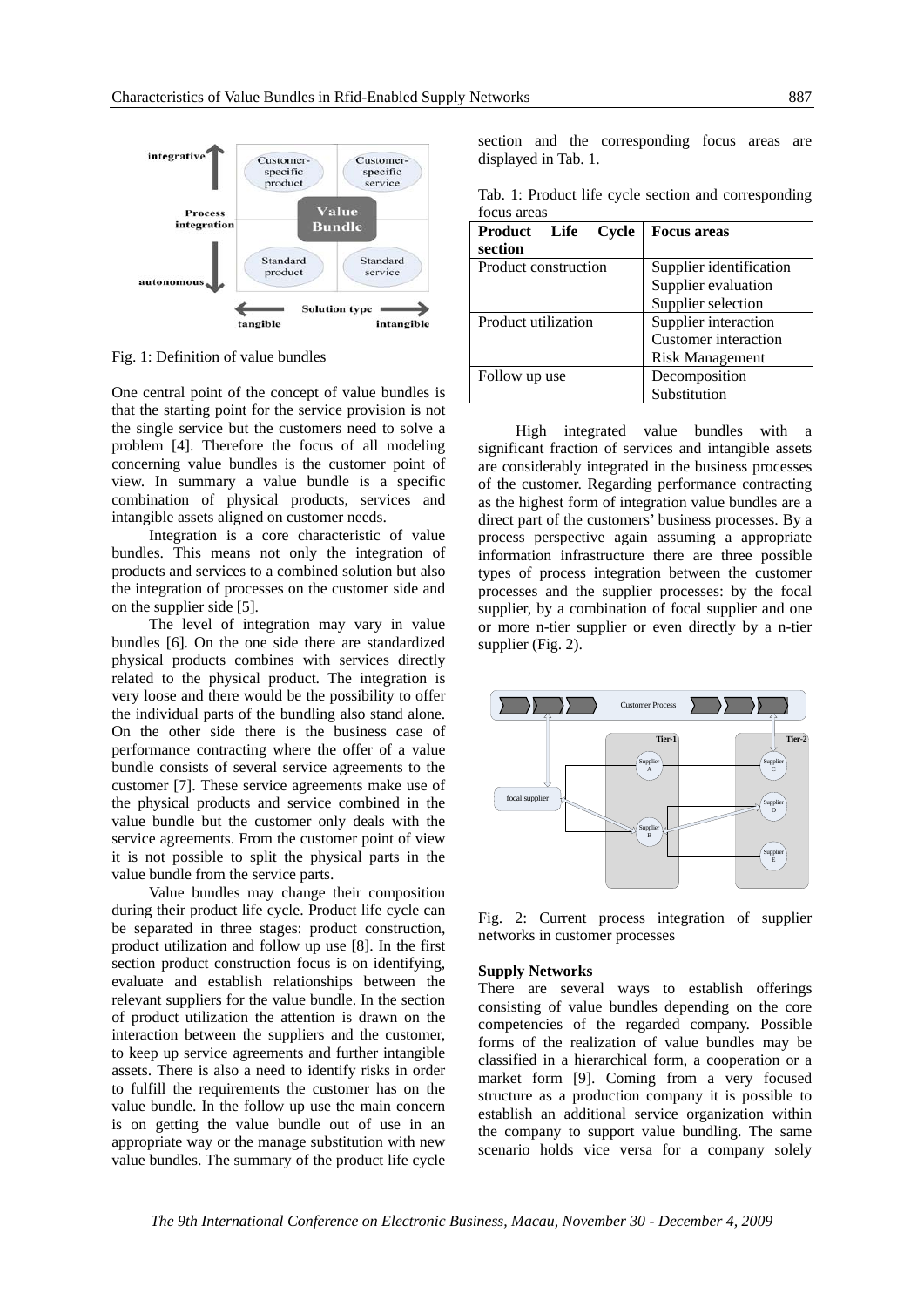Fig. 1: Definition of value bundles

One central point of the concept of value bundles is that the starting point for the service provision is not the single service but the customers need to solve a problem [4]. Therefore the focus of all modeling concerning value bundles is the customer point of view. In summary a value bundle is a specific combination of physical products, services and intangible assets aligned on customer needs.

Integration is a core characteristic of value bundles. This means not only the integration of products and services to a combined solution but also the integration of processes on the customer side and on the supplier side [5].

The level of integration may vary in value bundles [6]. On the one side there are standardized physical products combines with services directly related to the physical product. The integration is very loose and there would be the possibility to offer the individual parts of the bundling also stand alone. On the other side there is the business case of performance contracting where the offer of a value bundle consists of several service agreements to the customer [7]. These service agreements make use of the physical products and service combined in the value bundle but the customer only deals with the service agreements. From the customer point of view it is not possible to split the physical parts in the value bundle from the service parts.

Value bundles may change their composition during their product life cycle. Product life cycle can be separated in three stages: product construction, product utilization and follow up use [8]. In the first section product construction focus is on identifying, evaluate and establish relationships between the relevant suppliers for the value bundle. In the section of product utilization the attention is drawn on the interaction between the suppliers and the customer, to keep up service agreements and further intangible assets. There is also a need to identify risks in order to fulfill the requirements the customer has on the value bundle. In the follow up use the main concern is on getting the value bundle out of use in an appropriate way or the manage substitution with new value bundles. The summary of the product life cycle section and the corresponding focus areas are displayed in Tab. 1.

Tab. 1: Product life cycle section and corresponding focus areas

| **Product Life Cycle section** | **Focus areas** |
|---|---|
| Product construction | Supplier identification<br>Supplier evaluation<br>Supplier selection |
| Product utilization | Supplier interaction<br>Customer interaction<br>Risk Management |
| Follow up use | Decomposition<br>Substitution |

High integrated value bundles with a significant fraction of services and intangible assets are considerably integrated in the business processes of the customer. Regarding performance contracting as the highest form of integration value bundles are a direct part of the customers' business processes. By a process perspective again assuming a appropriate information infrastructure there are three possible types of process integration between the customer processes and the supplier processes: by the focal supplier, by a combination of focal supplier and one or more n-tier supplier or even directly by a n-tier supplier (Fig. 2).

Fig. 2: Current process integration of supplier networks in customer processes

**Supply Networks**

There are several ways to establish offerings consisting of value bundles depending on the core competencies of the regarded company. Possible forms of the realization of value bundles may be classified in a hierarchical form, a cooperation or a market form [9]. Coming from a very focused structure as a production company it is possible to establish an additional service organization within the company to support value bundling. The same scenario holds vice versa for a company solely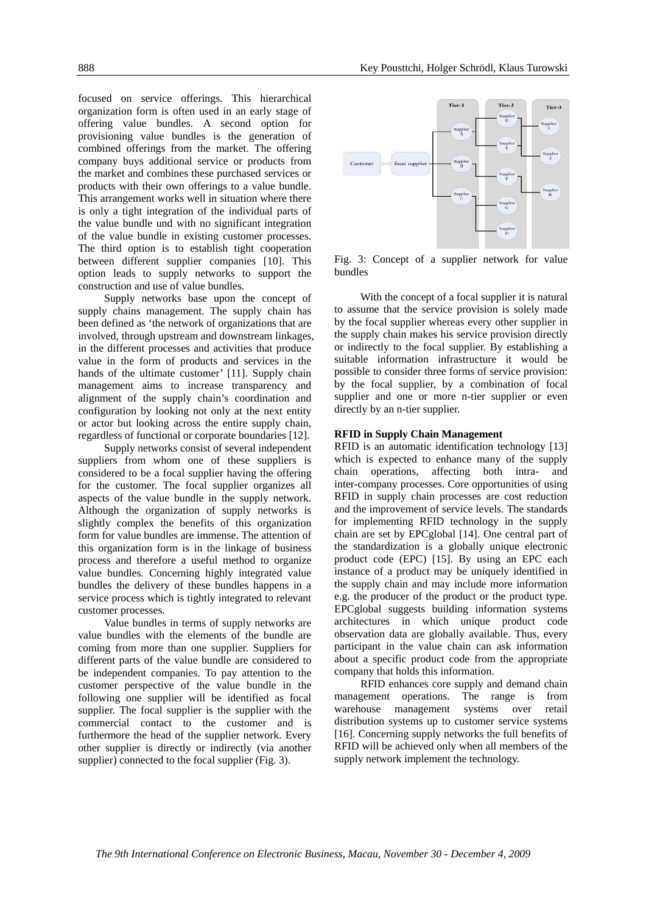focused on service offerings. This hierarchical organization form is often used in an early stage of offering value bundles. A second option for provisioning value bundles is the generation of combined offerings from the market. The offering company buys additional service or products from the market and combines these purchased services or products with their own offerings to a value bundle. This arrangement works well in situation where there is only a tight integration of the individual parts of the value bundle und with no significant integration of the value bundle in existing customer processes. The third option is to establish tight cooperation between different supplier companies [10]. This option leads to supply networks to support the construction and use of value bundles.

Supply networks base upon the concept of supply chains management. The supply chain has been defined as 'the network of organizations that are involved, through upstream and downstream linkages, in the different processes and activities that produce value in the form of products and services in the hands of the ultimate customer' [11]. Supply chain management aims to increase transparency and alignment of the supply chain's coordination and configuration by looking not only at the next entity or actor but looking across the entire supply chain, regardless of functional or corporate boundaries [12].

Supply networks consist of several independent suppliers from whom one of these suppliers is considered to be a focal supplier having the offering for the customer. The focal supplier organizes all aspects of the value bundle in the supply network. Although the organization of supply networks is slightly complex the benefits of this organization form for value bundles are immense. The attention of this organization form is in the linkage of business process and therefore a useful method to organize value bundles. Concerning highly integrated value bundles the delivery of these bundles happens in a service process which is tightly integrated to relevant customer processes.

Value bundles in terms of supply networks are value bundles with the elements of the bundle are coming from more than one supplier. Suppliers for different parts of the value bundle are considered to be independent companies. To pay attention to the customer perspective of the value bundle in the following one supplier will be identified as focal supplier. The focal supplier is the supplier with the commercial contact to the customer and is furthermore the head of the supplier network. Every other supplier is directly or indirectly (via another supplier) connected to the focal supplier (Fig. 3).

Fig. 3: Concept of a supplier network for value bundles

With the concept of a focal supplier it is natural to assume that the service provision is solely made by the focal supplier whereas every other supplier in the supply chain makes his service provision directly or indirectly to the focal supplier. By establishing a suitable information infrastructure it would be possible to consider three forms of service provision: by the focal supplier, by a combination of focal supplier and one or more n-tier supplier or even directly by an n-tier supplier.

**RFID in Supply Chain Management**

RFID is an automatic identification technology [13] which is expected to enhance many of the supply chain operations, affecting both intra- and inter-company processes. Core opportunities of using RFID in supply chain processes are cost reduction and the improvement of service levels. The standards for implementing RFID technology in the supply chain are set by EPCglobal [14]. One central part of the standardization is a globally unique electronic product code (EPC) [15]. By using an EPC each instance of a product may be uniquely identified in the supply chain and may include more information e.g. the producer of the product or the product type. EPCglobal suggests building information systems architectures in which unique product code observation data are globally available. Thus, every participant in the value chain can ask information about a specific product code from the appropriate company that holds this information.

RFID enhances core supply and demand chain management operations. The range is from warehouse management systems over retail distribution systems up to customer service systems [16]. Concerning supply networks the full benefits of RFID will be achieved only when all members of the supply network implement the technology.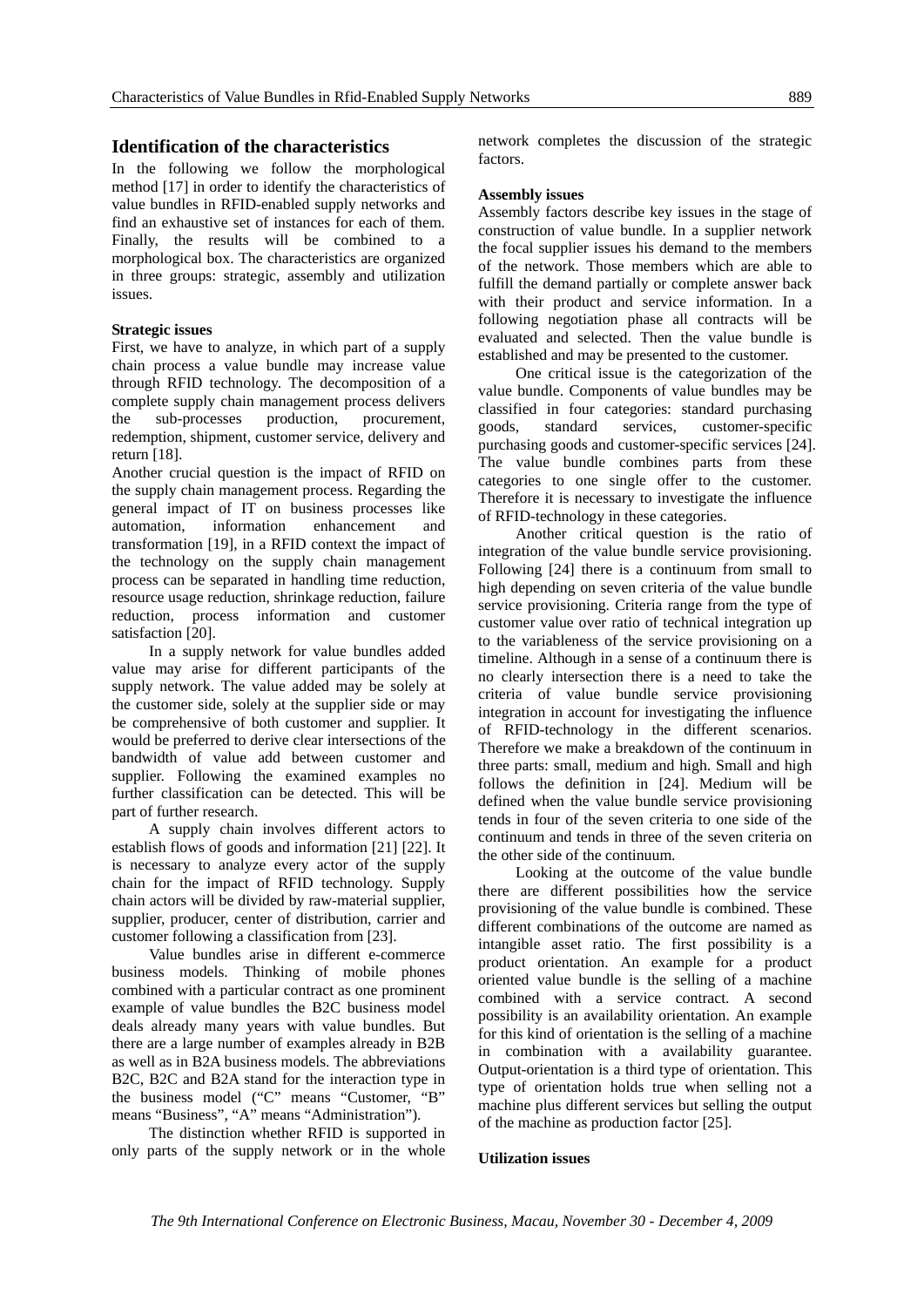## Identification of the characteristics

In the following we follow the morphological method [17] in order to identify the characteristics of value bundles in RFID-enabled supply networks and find an exhaustive set of instances for each of them. Finally, the results will be combined to a morphological box. The characteristics are organized in three groups: strategic, assembly and utilization issues.

**Strategic issues**

First, we have to analyze, in which part of a supply chain process a value bundle may increase value through RFID technology. The decomposition of a complete supply chain management process delivers the sub-processes production, procurement, redemption, shipment, customer service, delivery and return [18].

Another crucial question is the impact of RFID on the supply chain management process. Regarding the general impact of IT on business processes like automation, information enhancement and transformation [19], in a RFID context the impact of the technology on the supply chain management process can be separated in handling time reduction, resource usage reduction, shrinkage reduction, failure reduction, process information and customer satisfaction [20].

In a supply network for value bundles added value may arise for different participants of the supply network. The value added may be solely at the customer side, solely at the supplier side or may be comprehensive of both customer and supplier. It would be preferred to derive clear intersections of the bandwidth of value add between customer and supplier. Following the examined examples no further classification can be detected. This will be part of further research.

A supply chain involves different actors to establish flows of goods and information [21] [22]. It is necessary to analyze every actor of the supply chain for the impact of RFID technology. Supply chain actors will be divided by raw-material supplier, supplier, producer, center of distribution, carrier and customer following a classification from [23].

Value bundles arise in different e-commerce business models. Thinking of mobile phones combined with a particular contract as one prominent example of value bundles the B2C business model deals already many years with value bundles. But there are a large number of examples already in B2B as well as in B2A business models. The abbreviations B2C, B2C and B2A stand for the interaction type in the business model ("C" means "Customer, "B" means "Business", "A" means "Administration").

The distinction whether RFID is supported in only parts of the supply network or in the whole network completes the discussion of the strategic factors.

**Assembly issues**

Assembly factors describe key issues in the stage of construction of value bundle. In a supplier network the focal supplier issues his demand to the members of the network. Those members which are able to fulfill the demand partially or complete answer back with their product and service information. In a following negotiation phase all contracts will be evaluated and selected. Then the value bundle is established and may be presented to the customer.

One critical issue is the categorization of the value bundle. Components of value bundles may be classified in four categories: standard purchasing goods, standard services, customer-specific purchasing goods and customer-specific services [24]. The value bundle combines parts from these categories to one single offer to the customer. Therefore it is necessary to investigate the influence of RFID-technology in these categories.

Another critical question is the ratio of integration of the value bundle service provisioning. Following [24] there is a continuum from small to high depending on seven criteria of the value bundle service provisioning. Criteria range from the type of customer value over ratio of technical integration up to the variableness of the service provisioning on a timeline. Although in a sense of a continuum there is no clearly intersection there is a need to take the criteria of value bundle service provisioning integration in account for investigating the influence of RFID-technology in the different scenarios. Therefore we make a breakdown of the continuum in three parts: small, medium and high. Small and high follows the definition in [24]. Medium will be defined when the value bundle service provisioning tends in four of the seven criteria to one side of the continuum and tends in three of the seven criteria on the other side of the continuum.

Looking at the outcome of the value bundle there are different possibilities how the service provisioning of the value bundle is combined. These different combinations of the outcome are named as intangible asset ratio. The first possibility is a product orientation. An example for a product oriented value bundle is the selling of a machine combined with a service contract. A second possibility is an availability orientation. An example for this kind of orientation is the selling of a machine in combination with a availability guarantee. Output-orientation is a third type of orientation. This type of orientation holds true when selling not a machine plus different services but selling the output of the machine as production factor [25].

**Utilization issues**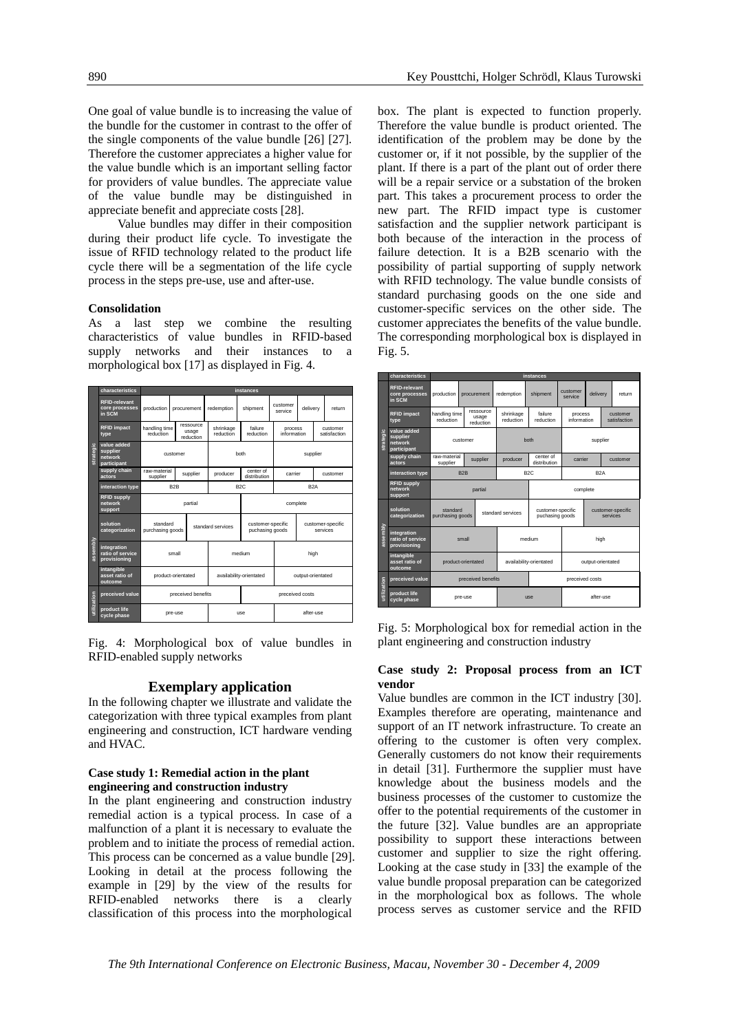One goal of value bundle is to increasing the value of the bundle for the customer in contrast to the offer of the single components of the value bundle [26] [27]. Therefore the customer appreciates a higher value for the value bundle which is an important selling factor for providers of value bundles. The appreciate value of the value bundle may be distinguished in appreciate benefit and appreciate costs [28].

Value bundles may differ in their composition during their product life cycle. To investigate the issue of RFID technology related to the product life cycle there will be a segmentation of the life cycle process in the steps pre-use, use and after-use.

**Consolidation**

As a last step we combine the resulting characteristics of value bundles in RFID-based supply networks and their instances to a morphological box [17] as displayed in Fig. 4.

| | characteristics | instances | | | | | |
|---|---|---|---|---|---|---|---|
| strategic | RFID-relevant core processes in SCM | production | procurement | redemption | shipment | customer service | delivery | return |
| strategic | RFID impact type | handling time reduction | ressource usage reduction | shrinkage reduction | failure reduction | process information | customer satisfaction | |
| strategic | value added supplier network participant | customer | both | supplier | | | | |
| strategic | supply chain actors | raw-material supplier | supplier | producer | center of distribution | carrier | customer | |
| assembly | interaction type | B2B | B2C | B2A | | | | |
| assembly | RFID supply network support | partial | complete | | | | | |
| assembly | solution categorization | standard purchasing goods | standard services | customer-specific puchasing goods | customer-specific services | | | |
| assembly | integration ratio of service provisioning | small | medium | high | | | | |
| assembly | intangible asset ratio of outcome | product-orientated | availability-orientated | output-orientated | | | | |
| utilization | preceived value | preceived benefits | preceived costs | | | | | |
| utilization | product life cycle phase | pre-use | use | after-use | | | | |

Fig. 4: Morphological box of value bundles in RFID-enabled supply networks

## Exemplary application

In the following chapter we illustrate and validate the categorization with three typical examples from plant engineering and construction, ICT hardware vending and HVAC.

### Case study 1: Remedial action in the plant engineering and construction industry

In the plant engineering and construction industry remedial action is a typical process. In case of a malfunction of a plant it is necessary to evaluate the problem and to initiate the process of remedial action. This process can be concerned as a value bundle [29]. Looking in detail at the process following the example in [29] by the view of the results for RFID-enabled networks there is a clearly classification of this process into the morphological box. The plant is expected to function properly. Therefore the value bundle is product oriented. The identification of the problem may be done by the customer or, if it not possible, by the supplier of the plant. If there is a part of the plant out of order there will be a repair service or a substation of the broken part. This takes a procurement process to order the new part. The RFID impact type is customer satisfaction and the supplier network participant is both because of the interaction in the process of failure detection. It is a B2B scenario with the possibility of partial supporting of supply network with RFID technology. The value bundle consists of standard purchasing goods on the one side and customer-specific services on the other side. The customer appreciates the benefits of the value bundle. The corresponding morphological box is displayed in Fig. 5.

| | characteristics | instances | | | | | |
|---|---|---|---|---|---|---|---|
| strategic | RFID-relevant core processes in SCM | production | procurement | redemption | shipment | customer service | delivery | return |
| strategic | RFID impact type | handling time reduction | ressource usage reduction | shrinkage reduction | failure reduction | process information | customer satisfaction | |
| strategic | value added supplier network participant | customer | both | supplier | | | | |
| strategic | supply chain actors | raw-material supplier | supplier | producer | center of distribution | carrier | customer | |
| strategic | interaction type | B2B | B2C | B2A | | | | |
| strategic | RFID supply network support | partial | complete | | | | | |
| assembly | solution categorization | standard purchasing goods | standard services | customer-specific puchasing goods | customer-specific services | | | |
| assembly | integration ratio of service provisioning | small | medium | high | | | | |
| assembly | intangible asset ratio of outcome | product-orientated | availability-orientated | output-orientated | | | | |
| utilization | preceived value | preceived benefits | preceived costs | | | | | |
| utilization | product life cycle phase | pre-use | use | after-use | | | | |

Fig. 5: Morphological box for remedial action in the plant engineering and construction industry

### Case study 2: Proposal process from an ICT vendor

Value bundles are common in the ICT industry [30]. Examples therefore are operating, maintenance and support of an IT network infrastructure. To create an offering to the customer is often very complex. Generally customers do not know their requirements in detail [31]. Furthermore the supplier must have knowledge about the business models and the business processes of the customer to customize the offer to the potential requirements of the customer in the future [32]. Value bundles are an appropriate possibility to support these interactions between customer and supplier to size the right offering. Looking at the case study in [33] the example of the value bundle proposal preparation can be categorized in the morphological box as follows. The whole process serves as customer service and the RFID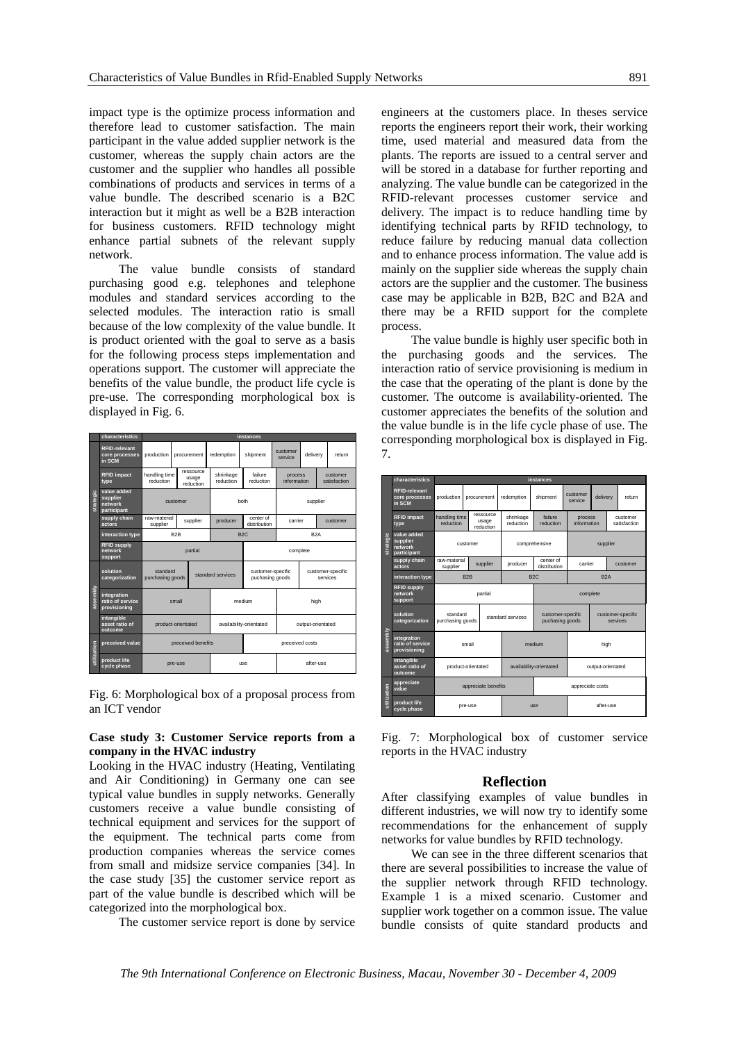impact type is the optimize process information and therefore lead to customer satisfaction. The main participant in the value added supplier network is the customer, whereas the supply chain actors are the customer and the supplier who handles all possible combinations of products and services in terms of a value bundle. The described scenario is a B2C interaction but it might as well be a B2B interaction for business customers. RFID technology might enhance partial subnets of the relevant supply network.

The value bundle consists of standard purchasing good e.g. telephones and telephone modules and standard services according to the selected modules. The interaction ratio is small because of the low complexity of the value bundle. It is product oriented with the goal to serve as a basis for the following process steps implementation and operations support. The customer will appreciate the benefits of the value bundle, the product life cycle is pre-use. The corresponding morphological box is displayed in Fig. 6.

| | characteristics | instances | | | | | | |
|---|---|---|---|---|---|---|---|---|
| strategic | RFID-relevant core processes in SCM | production | procurement | redemption | shipment | customer service | delivery | return |
| | RFID impact type | handling time reduction | ressource usage reduction | shrinkage reduction | failure reduction | process information | customer satisfaction | |
| | value added supplier network participant | customer | both | supplier | | | | |
| | supply chain actors | raw-material supplier | supplier | producer | center of distribution | carrier | customer | |
| | interaction type | B2B | B2C | B2A | | | | |
| | RFID supply network support | partial | complete | | | | | |
| assembly | solution categorization | standard purchasing goods | standard services | customer-specific purchasing goods | customer-specific services | | | |
| | integration ratio of service provisioning | small | medium | high | | | | |
| | intangible asset ratio of outcome | product-orientated | availability-orientated | output-orientated | | | | |
| utilization | preceived value | preceived benefits | preceived costs | | | | | |
| | product life cycle phase | pre-use | use | after-use | | | | |

Fig. 6: Morphological box of a proposal process from an ICT vendor

**Case study 3: Customer Service reports from a company in the HVAC industry**

Looking in the HVAC industry (Heating, Ventilating and Air Conditioning) in Germany one can see typical value bundles in supply networks. Generally customers receive a value bundle consisting of technical equipment and services for the support of the equipment. The technical parts come from production companies whereas the service comes from small and midsize service companies [34]. In the case study [35] the customer service report as part of the value bundle is described which will be categorized into the morphological box.

The customer service report is done by service engineers at the customers place. In theses service reports the engineers report their work, their working time, used material and measured data from the plants. The reports are issued to a central server and will be stored in a database for further reporting and analyzing. The value bundle can be categorized in the RFID-relevant processes customer service and delivery. The impact is to reduce handling time by identifying technical parts by RFID technology, to reduce failure by reducing manual data collection and to enhance process information. The value add is mainly on the supplier side whereas the supply chain actors are the supplier and the customer. The business case may be applicable in B2B, B2C and B2A and there may be a RFID support for the complete process.

The value bundle is highly user specific both in the purchasing goods and the services. The interaction ratio of service provisioning is medium in the case that the operating of the plant is done by the customer. The outcome is availability-oriented. The customer appreciates the benefits of the solution and the value bundle is in the life cycle phase of use. The corresponding morphological box is displayed in Fig. 7.

| | characteristics | instances | | | | | | |
|---|---|---|---|---|---|---|---|---|
| strategic | RFID-relevant core processes in SCM | production | procurement | redemption | shipment | customer service | delivery | return |
| | RFID impact type | handling time reduction | ressource usage reduction | shrinkage reduction | failure reduction | process information | customer satisfaction | |
| | value added supplier network participant | customer | comprehensive | supplier | | | | |
| | supply chain actors | raw-material supplier | supplier | producer | center of distribution | carrier | customer | |
| | interaction type | B2B | B2C | B2A | | | | |
| | RFID supply network support | partial | complete | | | | | |
| assembly | solution categorization | standard purchasing goods | standard services | customer-specific puchasing goods | customer-specific services | | | |
| | integration ratio of service provisioning | small | medium | high | | | | |
| | intangible asset ratio of outcome | product-orientated | availability-orientated | output-orientated | | | | |
| utilization | appreciate value | appreciate benefits | appreciate costs | | | | | |
| | product life cycle phase | pre-use | use | after-use | | | | |

Fig. 7: Morphological box of customer service reports in the HVAC industry

## Reflection

After classifying examples of value bundles in different industries, we will now try to identify some recommendations for the enhancement of supply networks for value bundles by RFID technology.

We can see in the three different scenarios that there are several possibilities to increase the value of the supplier network through RFID technology. Example 1 is a mixed scenario. Customer and supplier work together on a common issue. The value bundle consists of quite standard products and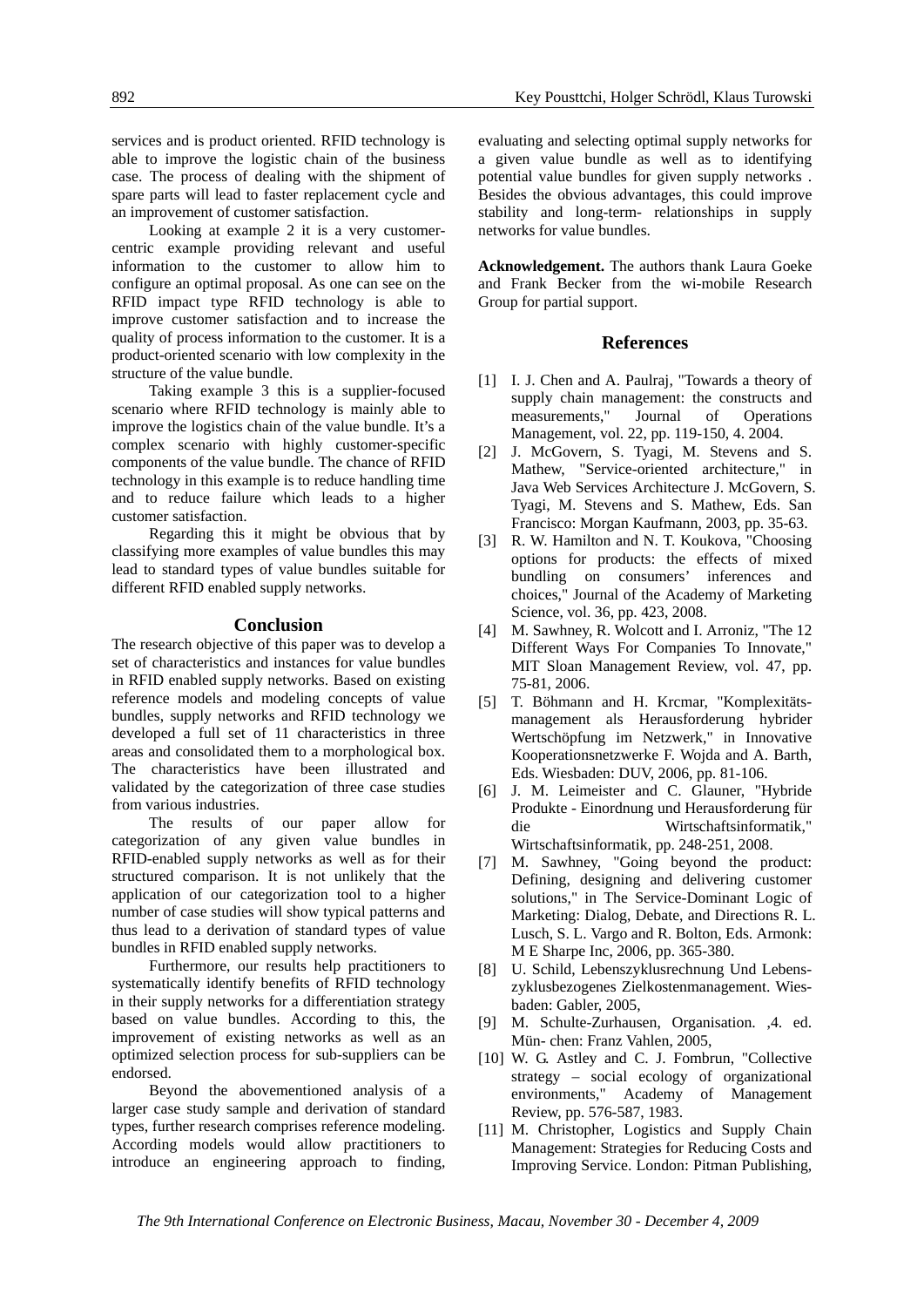services and is product oriented. RFID technology is able to improve the logistic chain of the business case. The process of dealing with the shipment of spare parts will lead to faster replacement cycle and an improvement of customer satisfaction.

Looking at example 2 it is a very customer-centric example providing relevant and useful information to the customer to allow him to configure an optimal proposal. As one can see on the RFID impact type RFID technology is able to improve customer satisfaction and to increase the quality of process information to the customer. It is a product-oriented scenario with low complexity in the structure of the value bundle.

Taking example 3 this is a supplier-focused scenario where RFID technology is mainly able to improve the logistics chain of the value bundle. It's a complex scenario with highly customer-specific components of the value bundle. The chance of RFID technology in this example is to reduce handling time and to reduce failure which leads to a higher customer satisfaction.

Regarding this it might be obvious that by classifying more examples of value bundles this may lead to standard types of value bundles suitable for different RFID enabled supply networks.

## Conclusion

The research objective of this paper was to develop a set of characteristics and instances for value bundles in RFID enabled supply networks. Based on existing reference models and modeling concepts of value bundles, supply networks and RFID technology we developed a full set of 11 characteristics in three areas and consolidated them to a morphological box. The characteristics have been illustrated and validated by the categorization of three case studies from various industries.

The results of our paper allow for categorization of any given value bundles in RFID-enabled supply networks as well as for their structured comparison. It is not unlikely that the application of our categorization tool to a higher number of case studies will show typical patterns and thus lead to a derivation of standard types of value bundles in RFID enabled supply networks.

Furthermore, our results help practitioners to systematically identify benefits of RFID technology in their supply networks for a differentiation strategy based on value bundles. According to this, the improvement of existing networks as well as an optimized selection process for sub-suppliers can be endorsed.

Beyond the abovementioned analysis of a larger case study sample and derivation of standard types, further research comprises reference modeling. According models would allow practitioners to introduce an engineering approach to finding, evaluating and selecting optimal supply networks for a given value bundle as well as to identifying potential value bundles for given supply networks . Besides the obvious advantages, this could improve stability and long-term- relationships in supply networks for value bundles.

**Acknowledgement.** The authors thank Laura Goeke and Frank Becker from the wi-mobile Research Group for partial support.

## References

[1] I. J. Chen and A. Paulraj, "Towards a theory of supply chain management: the constructs and measurements," Journal of Operations Management, vol. 22, pp. 119-150, 4. 2004.

[2] J. McGovern, S. Tyagi, M. Stevens and S. Mathew, "Service-oriented architecture," in Java Web Services Architecture J. McGovern, S. Tyagi, M. Stevens and S. Mathew, Eds. San Francisco: Morgan Kaufmann, 2003, pp. 35-63.

[3] R. W. Hamilton and N. T. Koukova, "Choosing options for products: the effects of mixed bundling on consumers' inferences and choices," Journal of the Academy of Marketing Science, vol. 36, pp. 423, 2008.

[4] M. Sawhney, R. Wolcott and I. Arroniz, "The 12 Different Ways For Companies To Innovate," MIT Sloan Management Review, vol. 47, pp. 75-81, 2006.

[5] T. Böhmann and H. Krcmar, "Komplexitäts-management als Herausforderung hybrider Wertschöpfung im Netzwerk," in Innovative Kooperationsnetzwerke F. Wojda and A. Barth, Eds. Wiesbaden: DUV, 2006, pp. 81-106.

[6] J. M. Leimeister and C. Glauner, "Hybride Produkte - Einordnung und Herausforderung für die Wirtschaftsinformatik," Wirtschaftsinformatik, pp. 248-251, 2008.

[7] M. Sawhney, "Going beyond the product: Defining, designing and delivering customer solutions," in The Service-Dominant Logic of Marketing: Dialog, Debate, and Directions R. L. Lusch, S. L. Vargo and R. Bolton, Eds. Armonk: M E Sharpe Inc, 2006, pp. 365-380.

[8] U. Schild, Lebenszyklusrechnung Und Lebens-zyklusbezogenes Zielkostenmanagement. Wies-baden: Gabler, 2005,

[9] M. Schulte-Zurhausen, Organisation. ,4. ed. Mün- chen: Franz Vahlen, 2005,

[10] W. G. Astley and C. J. Fombrun, "Collective strategy – social ecology of organizational environments," Academy of Management Review, pp. 576-587, 1983.

[11] M. Christopher, Logistics and Supply Chain Management: Strategies for Reducing Costs and Improving Service. London: Pitman Publishing,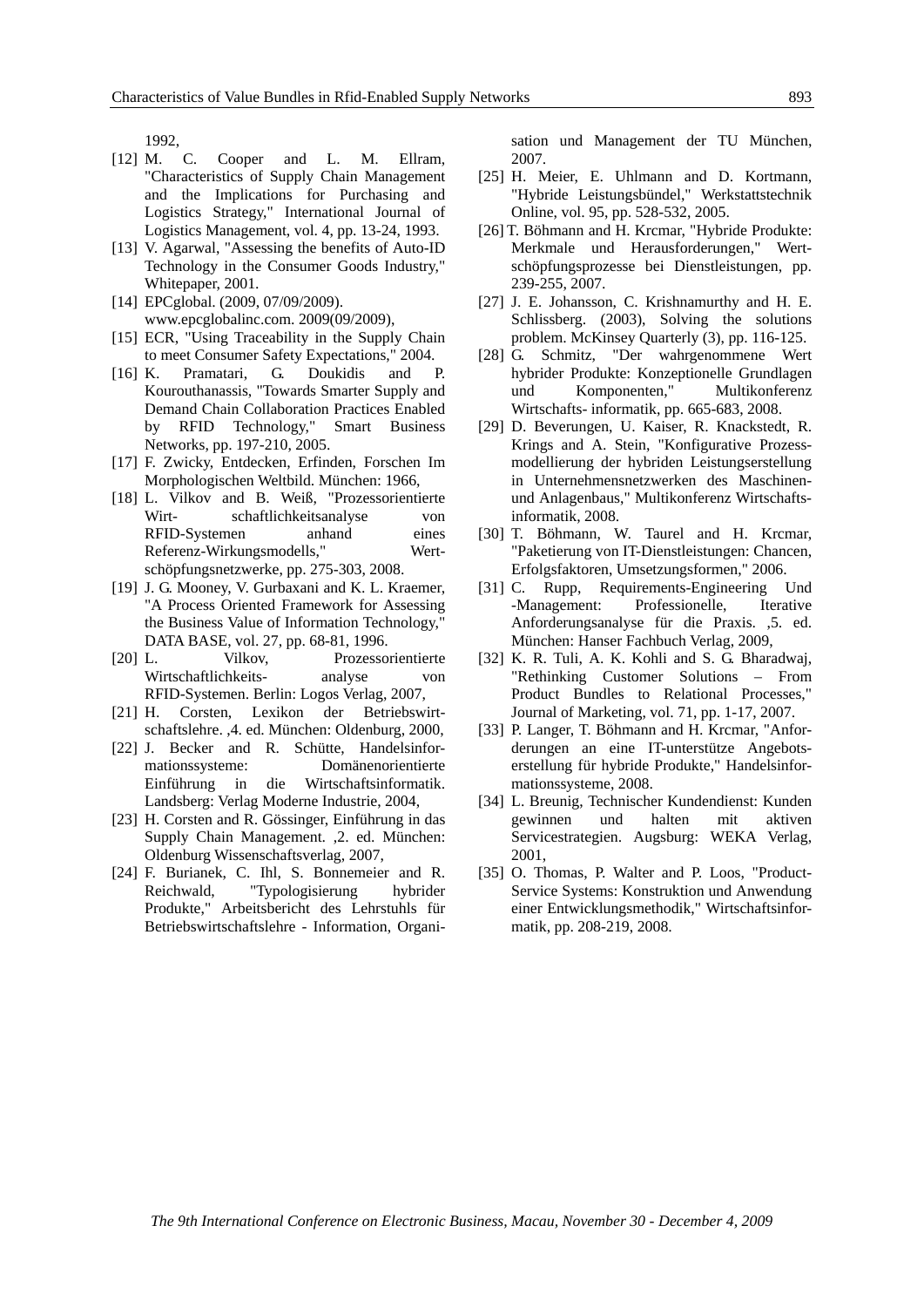1992,

[12] M. C. Cooper and L. M. Ellram, "Characteristics of Supply Chain Management and the Implications for Purchasing and Logistics Strategy," International Journal of Logistics Management, vol. 4, pp. 13-24, 1993.

[13] V. Agarwal, "Assessing the benefits of Auto-ID Technology in the Consumer Goods Industry," Whitepaper, 2001.

[14] EPCglobal. (2009, 07/09/2009). www.epcglobalinc.com. 2009(09/2009),

[15] ECR, "Using Traceability in the Supply Chain to meet Consumer Safety Expectations," 2004.

[16] K. Pramatari, G. Doukidis and P. Kourouthanassis, "Towards Smarter Supply and Demand Chain Collaboration Practices Enabled by RFID Technology," Smart Business Networks, pp. 197-210, 2005.

[17] F. Zwicky, Entdecken, Erfinden, Forschen Im Morphologischen Weltbild. München: 1966,

[18] L. Vilkov and B. Weiß, "Prozessorientierte Wirt- schaftlichkeitsanalyse von RFID-Systemen anhand eines Referenz-Wirkungsmodells," Wert- schöpfungsnetzwerke, pp. 275-303, 2008.

[19] J. G. Mooney, V. Gurbaxani and K. L. Kraemer, "A Process Oriented Framework for Assessing the Business Value of Information Technology," DATA BASE, vol. 27, pp. 68-81, 1996.

[20] L. Vilkov, Prozessorientierte Wirtschaftlichkeits- analyse von RFID-Systemen. Berlin: Logos Verlag, 2007,

[21] H. Corsten, Lexikon der Betriebswirt- schaftslehre. ,4. ed. München: Oldenburg, 2000,

[22] J. Becker and R. Schütte, Handelsinfor- mationssysteme: Domänenorientierte Einführung in die Wirtschaftsinformatik. Landsberg: Verlag Moderne Industrie, 2004,

[23] H. Corsten and R. Gössinger, Einführung in das Supply Chain Management. ,2. ed. München: Oldenburg Wissenschaftsverlag, 2007,

[24] F. Burianek, C. Ihl, S. Bonnemeier and R. Reichwald, "Typologisierung hybrider Produkte," Arbeitsbericht des Lehrstuhls für Betriebswirtschaftslehre - Information, Organi- sation und Management der TU München, 2007.

[25] H. Meier, E. Uhlmann and D. Kortmann, "Hybride Leistungsbündel," Werkstattstechnik Online, vol. 95, pp. 528-532, 2005.

[26] T. Böhmann and H. Krcmar, "Hybride Produkte: Merkmale und Herausforderungen," Wert- schöpfungsprozesse bei Dienstleistungen, pp. 239-255, 2007.

[27] J. E. Johansson, C. Krishnamurthy and H. E. Schlissberg. (2003), Solving the solutions problem. McKinsey Quarterly (3), pp. 116-125.

[28] G. Schmitz, "Der wahrgenommene Wert hybrider Produkte: Konzeptionelle Grundlagen und Komponenten," Multikonferenz Wirtschafts- informatik, pp. 665-683, 2008.

[29] D. Beverungen, U. Kaiser, R. Knackstedt, R. Krings and A. Stein, "Konfigurative Prozess- modellierung der hybriden Leistungserstellung in Unternehmensnetzwerken des Maschinen- und Anlagenbaus," Multikonferenz Wirtschafts- informatik, 2008.

[30] T. Böhmann, W. Taurel and H. Krcmar, "Paketierung von IT-Dienstleistungen: Chancen, Erfolgsfaktoren, Umsetzungsformen," 2006.

[31] C. Rupp, Requirements-Engineering Und -Management: Professionelle, Iterative Anforderungsanalyse für die Praxis. ,5. ed. München: Hanser Fachbuch Verlag, 2009,

[32] K. R. Tuli, A. K. Kohli and S. G. Bharadwaj, "Rethinking Customer Solutions – From Product Bundles to Relational Processes," Journal of Marketing, vol. 71, pp. 1-17, 2007.

[33] P. Langer, T. Böhmann and H. Krcmar, "Anfor- derungen an eine IT-unterstütze Angebots- erstellung für hybride Produkte," Handelsinfor- mationssysteme, 2008.

[34] L. Breunig, Technischer Kundendienst: Kunden gewinnen und halten mit aktiven Servicestrategien. Augsburg: WEKA Verlag, 2001,

[35] O. Thomas, P. Walter and P. Loos, "Product-Service Systems: Konstruktion und Anwendung einer Entwicklungsmethodik," Wirtschaftsinfor- matik, pp. 208-219, 2008.